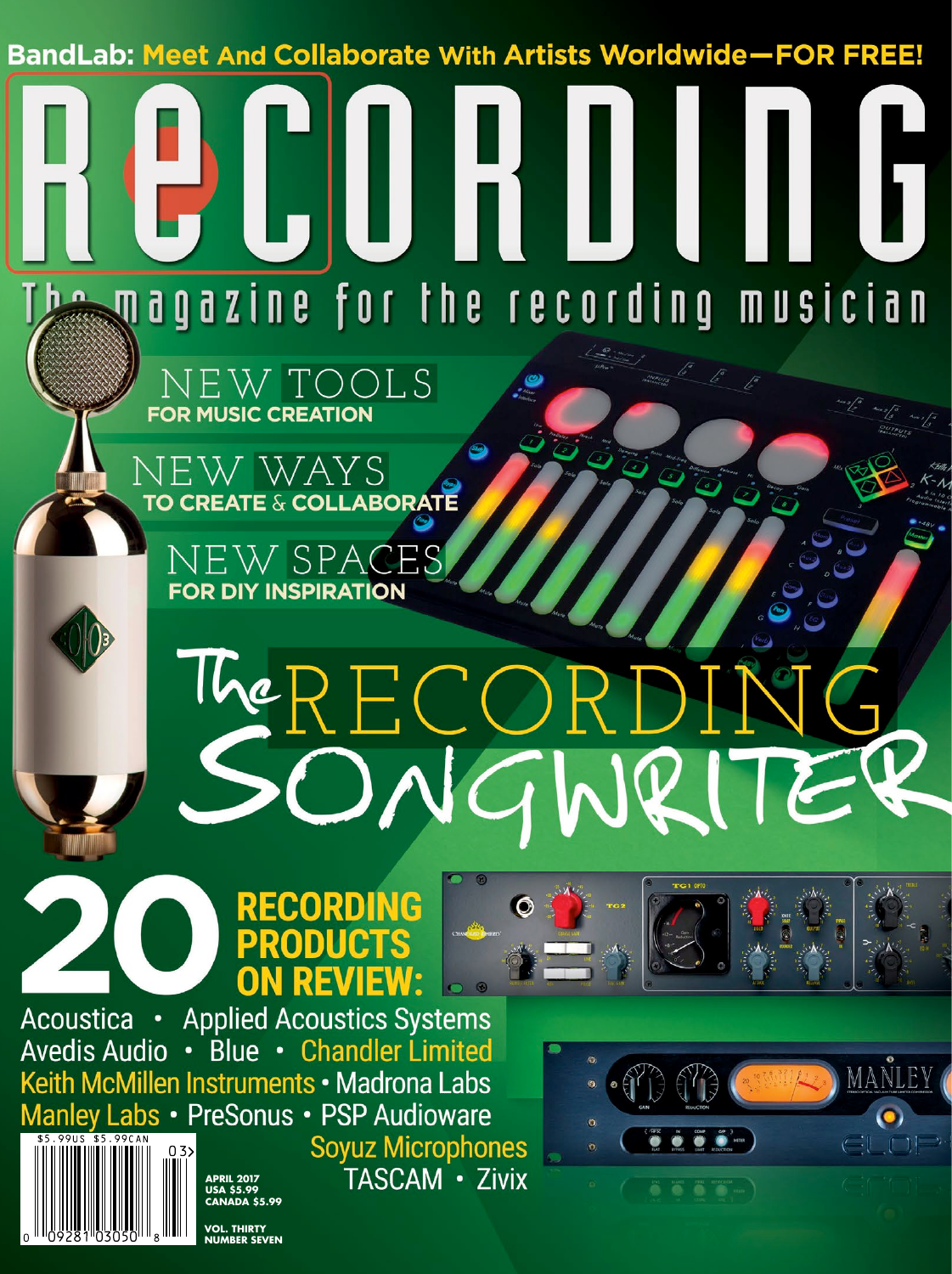BandLab: Meet And Collaborate With Artists Worldwide—FOR FREE!

# RECORDING

The magazine for the recording musician

## NEW TOOLS
FOR MUSIC CREATION

## NEW WAYS
TO CREATE & COLLABORATE

## NEW SPACES
FOR DIY INSPIRATION

# The RECORDING SONGWRITER

## 20 RECORDING PRODUCTS ON REVIEW:

Acoustica • Applied Acoustics Systems
Avedis Audio • Blue • Chandler Limited
Keith McMillen Instruments • Madrona Labs
Manley Labs • PreSonus • PSP Audioware
Soyuz Microphones
TASCAM • Zivix

$5.99US $5.99CAN

APRIL 2017
USA $5.99
CANADA $5.99

VOL. THIRTY
NUMBER SEVEN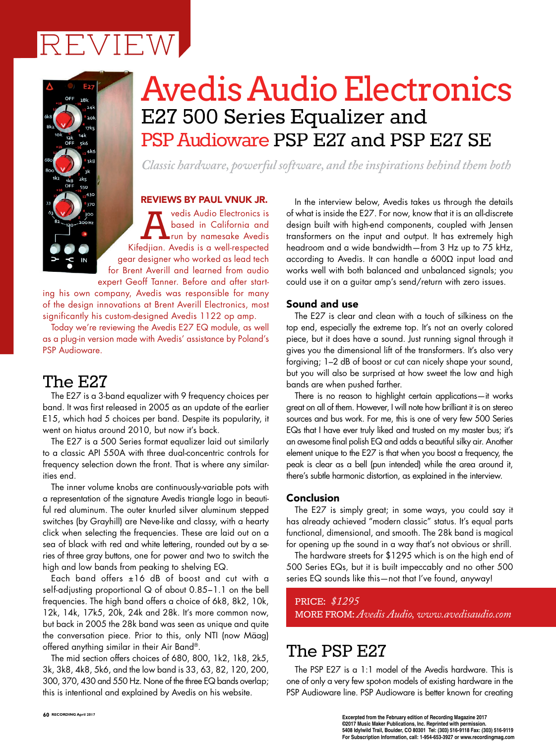REVIEW

# Avedis Audio Electronics

## E27 500 Series Equalizer and PSP Audioware PSP E27 and PSP E27 SE

*Classic hardware, powerful software, and the inspirations behind them both*

**REVIEWS BY PAUL VNUK JR.**

Avedis Audio Electronics is based in California and run by namesake Avedis Kifedjian. Avedis is a well-respected gear designer who worked as lead tech for Brent Averill and learned from audio expert Geoff Tanner. Before and after starting his own company, Avedis was responsible for many of the design innovations at Brent Averill Electronics, most significantly his custom-designed Avedis 1122 op amp.

Today we're reviewing the Avedis E27 EQ module, as well as a plug-in version made with Avedis' assistance by Poland's PSP Audioware.

## The E27

The E27 is a 3-band equalizer with 9 frequency choices per band. It was first released in 2005 as an update of the earlier E15, which had 5 choices per band. Despite its popularity, it went on hiatus around 2010, but now it's back.

The E27 is a 500 Series format equalizer laid out similarly to a classic API 550A with three dual-concentric controls for frequency selection down the front. That is where any similarities end.

The inner volume knobs are continuously-variable pots with a representation of the signature Avedis triangle logo in beautiful red aluminum. The outer knurled silver aluminum stepped switches (by Grayhill) are Neve-like and classy, with a hearty click when selecting the frequencies. These are laid out on a sea of black with red and white lettering, rounded out by a series of three gray buttons, one for power and two to switch the high and low bands from peaking to shelving EQ.

Each band offers ±16 dB of boost and cut with a self-adjusting proportional Q of about 0.85–1.1 on the bell frequencies. The high band offers a choice of 6k8, 8k2, 10k, 12k, 14k, 17k5, 20k, 24k and 28k. It's more common now, but back in 2005 the 28k band was seen as unique and quite the conversation piece. Prior to this, only NTI (now Mäag) offered anything similar in their Air Band®.

The mid section offers choices of 680, 800, 1k2, 1k8, 2k5, 3k, 3k8, 4k8, 5k6, and the low band is 33, 63, 82, 120, 200, 300, 370, 430 and 550 Hz. None of the three EQ bands overlap; this is intentional and explained by Avedis on his website.

In the interview below, Avedis takes us through the details of what is inside the E27. For now, know that it is an all-discrete design built with high-end components, coupled with Jensen transformers on the input and output. It has extremely high headroom and a wide bandwidth—from 3 Hz up to 75 kHz, according to Avedis. It can handle a 600Ω input load and works well with both balanced and unbalanced signals; you could use it on a guitar amp's send/return with zero issues.

### Sound and use

The E27 is clear and clean with a touch of silkiness on the top end, especially the extreme top. It's not an overly colored piece, but it does have a sound. Just running signal through it gives you the dimensional lift of the transformers. It's also very forgiving; 1–2 dB of boost or cut can nicely shape your sound, but you will also be surprised at how sweet the low and high bands are when pushed farther.

There is no reason to highlight certain applications—it works great on all of them. However, I will note how brilliant it is on stereo sources and bus work. For me, this is one of very few 500 Series EQs that I have ever truly liked and trusted on my master bus; it's an awesome final polish EQ and adds a beautiful silky air. Another element unique to the E27 is that when you boost a frequency, the peak is clear as a bell (pun intended) while the area around it, there's subtle harmonic distortion, as explained in the interview.

### Conclusion

The E27 is simply great; in some ways, you could say it has already achieved "modern classic" status. It's equal parts functional, dimensional, and smooth. The 28k band is magical for opening up the sound in a way that's not obvious or shrill.

The hardware streets for $1295 which is on the high end of 500 Series EQs, but it is built impeccably and no other 500 series EQ sounds like this—not that I've found, anyway!

PRICE: *$1295*
MORE FROM: *Avedis Audio, www.avedisaudio.com*

## The PSP E27

The PSP E27 is a 1:1 model of the Avedis hardware. This is one of only a very few spot-on models of existing hardware in the PSP Audioware line. PSP Audioware is better known for creating

Excerpted from the February edition of Recording Magazine 2017
©2017 Music Maker Publications, Inc. Reprinted with permission.
5408 Idylwild Trail, Boulder, CO 80301 Tel: (303) 516-9118 Fax: (303) 516-9119
For Subscription Information, call: 1-954-653-3927 or www.recordingmag.com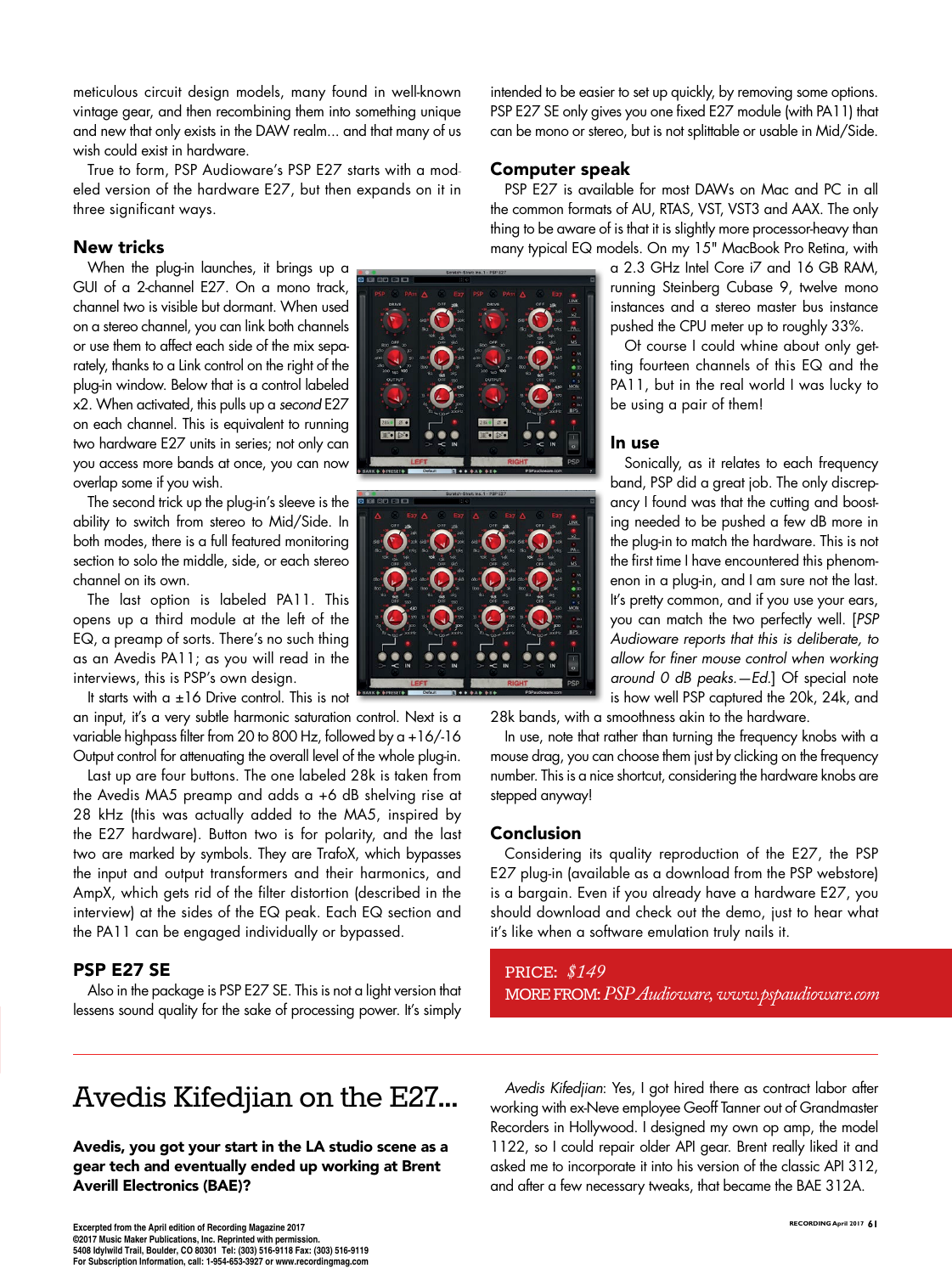meticulous circuit design models, many found in well-known vintage gear, and then recombining them into something unique and new that only exists in the DAW realm... and that many of us wish could exist in hardware.

True to form, PSP Audioware's PSP E27 starts with a modeled version of the hardware E27, but then expands on it in three significant ways.

## New tricks

When the plug-in launches, it brings up a GUI of a 2-channel E27. On a mono track, channel two is visible but dormant. When used on a stereo channel, you can link both channels or use them to affect each side of the mix separately, thanks to a Link control on the right of the plug-in window. Below that is a control labeled x2. When activated, this pulls up a *second* E27 on each channel. This is equivalent to running two hardware E27 units in series; not only can you access more bands at once, you can now overlap some if you wish.

The second trick up the plug-in's sleeve is the ability to switch from stereo to Mid/Side. In both modes, there is a full featured monitoring section to solo the middle, side, or each stereo channel on its own.

The last option is labeled PA11. This opens up a third module at the left of the EQ, a preamp of sorts. There's no such thing as an Avedis PA11; as you will read in the interviews, this is PSP's own design.

It starts with a ±16 Drive control. This is not an input, it's a very subtle harmonic saturation control. Next is a variable highpass filter from 20 to 800 Hz, followed by a +16/-16 Output control for attenuating the overall level of the whole plug-in.

Last up are four buttons. The one labeled 28k is taken from the Avedis MA5 preamp and adds a +6 dB shelving rise at 28 kHz (this was actually added to the MA5, inspired by the E27 hardware). Button two is for polarity, and the last two are marked by symbols. They are TrafoX, which bypasses the input and output transformers and their harmonics, and AmpX, which gets rid of the filter distortion (described in the interview) at the sides of the EQ peak. Each EQ section and the PA11 can be engaged individually or bypassed.

## PSP E27 SE

Also in the package is PSP E27 SE. This is not a light version that lessens sound quality for the sake of processing power. It's simply intended to be easier to set up quickly, by removing some options. PSP E27 SE only gives you one fixed E27 module (with PA11) that can be mono or stereo, but is not splittable or usable in Mid/Side.

## Computer speak

PSP E27 is available for most DAWs on Mac and PC in all the common formats of AU, RTAS, VST, VST3 and AAX. The only thing to be aware of is that it is slightly more processor-heavy than many typical EQ models. On my 15" MacBook Pro Retina, with a 2.3 GHz Intel Core i7 and 16 GB RAM, running Steinberg Cubase 9, twelve mono instances and a stereo master bus instance pushed the CPU meter up to roughly 33%.

Of course I could whine about only getting fourteen channels of this EQ and the PA11, but in the real world I was lucky to be using a pair of them!

## In use

Sonically, as it relates to each frequency band, PSP did a great job. The only discrepancy I found was that the cutting and boosting needed to be pushed a few dB more in the plug-in to match the hardware. This is not the first time I have encountered this phenomenon in a plug-in, and I am sure not the last. It's pretty common, and if you use your ears, you can match the two perfectly well. [*PSP Audioware reports that this is deliberate, to allow for finer mouse control when working around 0 dB peaks.—Ed.*] Of special note is how well PSP captured the 20k, 24k, and 28k bands, with a smoothness akin to the hardware.

In use, note that rather than turning the frequency knobs with a mouse drag, you can choose them just by clicking on the frequency number. This is a nice shortcut, considering the hardware knobs are stepped anyway!

## Conclusion

Considering its quality reproduction of the E27, the PSP E27 plug-in (available as a download from the PSP webstore) is a bargain. Even if you already have a hardware E27, you should download and check out the demo, just to hear what it's like when a software emulation truly nails it.

PRICE: *$149*
MORE FROM: *PSP Audioware, www.pspaudioware.com*

# Avedis Kifedjian on the E27...

**Avedis, you got your start in the LA studio scene as a gear tech and eventually ended up working at Brent Averill Electronics (BAE)?**

*Avedis Kifedjian*: Yes, I got hired there as contract labor after working with ex-Neve employee Geoff Tanner out of Grandmaster Recorders in Hollywood. I designed my own op amp, the model 1122, so I could repair older API gear. Brent really liked it and asked me to incorporate it into his version of the classic API 312, and after a few necessary tweaks, that became the BAE 312A.

Excerpted from the April edition of Recording Magazine 2017
©2017 Music Maker Publications, Inc. Reprinted with permission.
5408 Idylwild Trail, Boulder, CO 80301 Tel: (303) 516-9118 Fax: (303) 516-9119
For Subscription Information, call: 1-954-653-3927 or www.recordingmag.com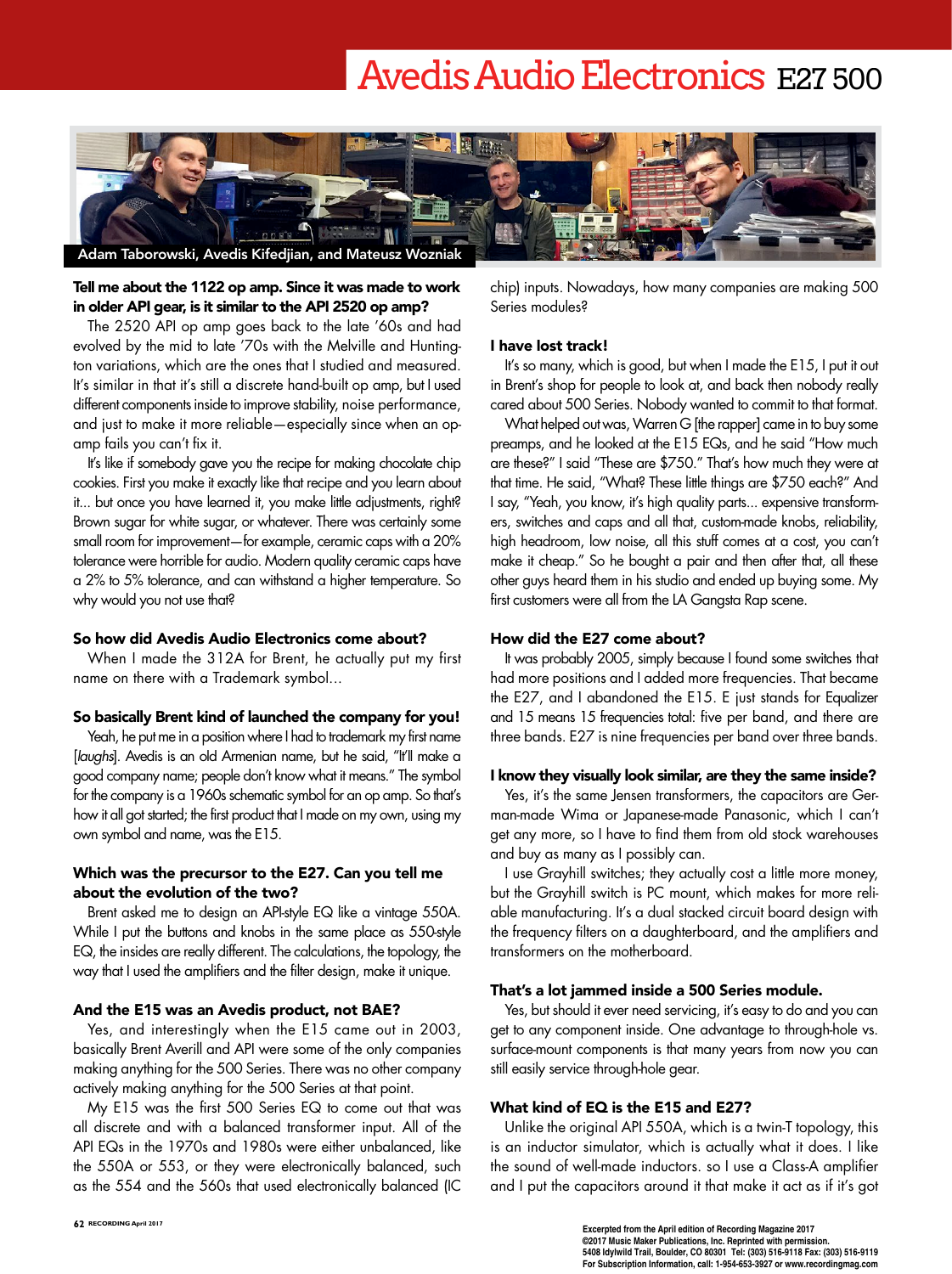# Avedis Audio Electronics E27 500

Adam Taborowski, Avedis Kifedjian, and Mateusz Wozniak

**Tell me about the 1122 op amp. Since it was made to work in older API gear, is it similar to the API 2520 op amp?**

The 2520 API op amp goes back to the late '60s and had evolved by the mid to late '70s with the Melville and Huntington variations, which are the ones that I studied and measured. It's similar in that it's still a discrete hand-built op amp, but I used different components inside to improve stability, noise performance, and just to make it more reliable—especially since when an op-amp fails you can't fix it.

It's like if somebody gave you the recipe for making chocolate chip cookies. First you make it exactly like that recipe and you learn about it... but once you have learned it, you make little adjustments, right? Brown sugar for white sugar, or whatever. There was certainly some small room for improvement—for example, ceramic caps with a 20% tolerance were horrible for audio. Modern quality ceramic caps have a 2% to 5% tolerance, and can withstand a higher temperature. So why would you not use that?

**So how did Avedis Audio Electronics come about?**

When I made the 312A for Brent, he actually put my first name on there with a Trademark symbol...

**So basically Brent kind of launched the company for you!**

Yeah, he put me in a position where I had to trademark my first name [*laughs*]. Avedis is an old Armenian name, but he said, "It'll make a good company name; people don't know what it means." The symbol for the company is a 1960s schematic symbol for an op amp. So that's how it all got started; the first product that I made on my own, using my own symbol and name, was the E15.

**Which was the precursor to the E27. Can you tell me about the evolution of the two?**

Brent asked me to design an API-style EQ like a vintage 550A. While I put the buttons and knobs in the same place as 550-style EQ, the insides are really different. The calculations, the topology, the way that I used the amplifiers and the filter design, make it unique.

**And the E15 was an Avedis product, not BAE?**

Yes, and interestingly when the E15 came out in 2003, basically Brent Averill and API were some of the only companies making anything for the 500 Series. There was no other company actively making anything for the 500 Series at that point.

My E15 was the first 500 Series EQ to come out that was all discrete and with a balanced transformer input. All of the API EQs in the 1970s and 1980s were either unbalanced, like the 550A or 553, or they were electronically balanced, such as the 554 and the 560s that used electronically balanced (IC chip) inputs. Nowadays, how many companies are making 500 Series modules?

**I have lost track!**

It's so many, which is good, but when I made the E15, I put it out in Brent's shop for people to look at, and back then nobody really cared about 500 Series. Nobody wanted to commit to that format.

What helped out was, Warren G [the rapper] came in to buy some preamps, and he looked at the E15 EQs, and he said "How much are these?" I said "These are $750." That's how much they were at that time. He said, "What? These little things are $750 each?" And I say, "Yeah, you know, it's high quality parts... expensive transformers, switches and caps and all that, custom-made knobs, reliability, high headroom, low noise, all this stuff comes at a cost, you can't make it cheap." So he bought a pair and then after that, all these other guys heard them in his studio and ended up buying some. My first customers were all from the LA Gangsta Rap scene.

**How did the E27 come about?**

It was probably 2005, simply because I found some switches that had more positions and I added more frequencies. That became the E27, and I abandoned the E15. E just stands for Equalizer and 15 means 15 frequencies total: five per band, and there are three bands. E27 is nine frequencies per band over three bands.

**I know they visually look similar, are they the same inside?**

Yes, it's the same Jensen transformers, the capacitors are German-made Wima or Japanese-made Panasonic, which I can't get any more, so I have to find them from old stock warehouses and buy as many as I possibly can.

I use Grayhill switches; they actually cost a little more money, but the Grayhill switch is PC mount, which makes for more reliable manufacturing. It's a dual stacked circuit board design with the frequency filters on a daughterboard, and the amplifiers and transformers on the motherboard.

**That's a lot jammed inside a 500 Series module.**

Yes, but should it ever need servicing, it's easy to do and you can get to any component inside. One advantage to through-hole vs. surface-mount components is that many years from now you can still easily service through-hole gear.

**What kind of EQ is the E15 and E27?**

Unlike the original API 550A, which is a twin-T topology, this is an inductor simulator, which is actually what it does. I like the sound of well-made inductors. so I use a Class-A amplifier and I put the capacitors around it that make it act as if it's got

Excerpted from the April edition of Recording Magazine 2017
©2017 Music Maker Publications, Inc. Reprinted with permission.
5408 Idylwild Trail, Boulder, CO 80301 Tel: (303) 516-9118 Fax: (303) 516-9119
For Subscription Information, call: 1-954-653-3927 or www.recordingmag.com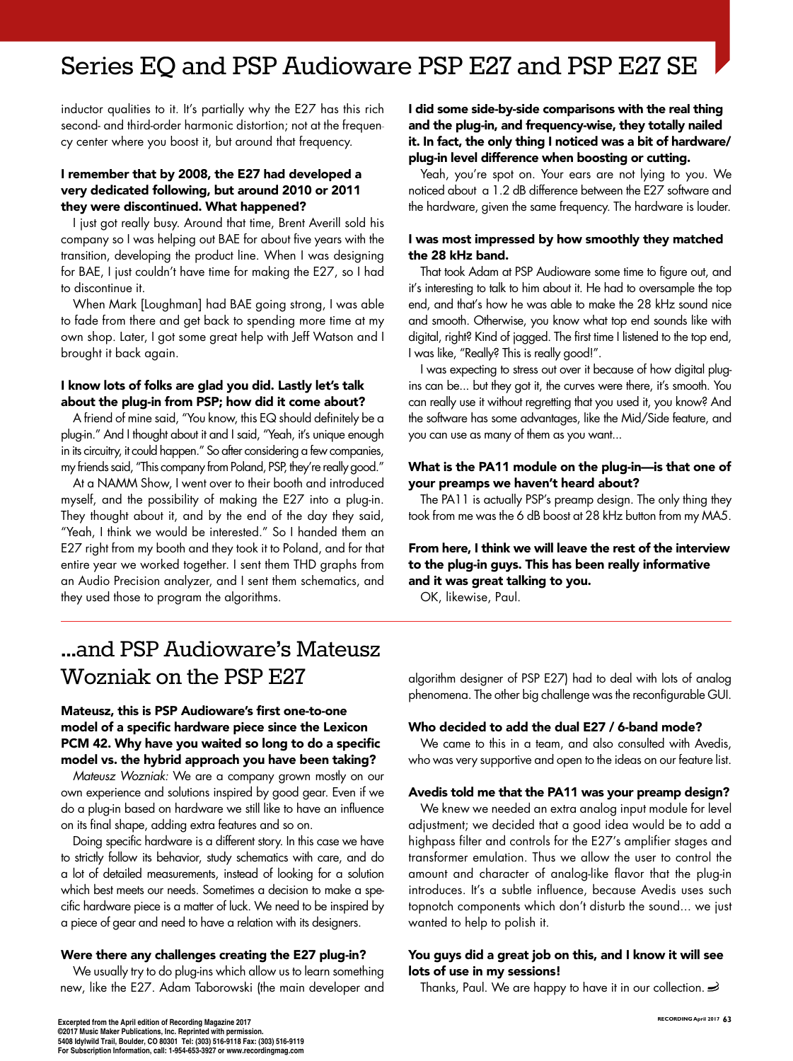inductor qualities to it. It's partially why the E27 has this rich second- and third-order harmonic distortion; not at the frequency center where you boost it, but around that frequency.

**I remember that by 2008, the E27 had developed a very dedicated following, but around 2010 or 2011 they were discontinued. What happened?**

I just got really busy. Around that time, Brent Averill sold his company so I was helping out BAE for about five years with the transition, developing the product line. When I was designing for BAE, I just couldn't have time for making the E27, so I had to discontinue it.

When Mark [Loughman] had BAE going strong, I was able to fade from there and get back to spending more time at my own shop. Later, I got some great help with Jeff Watson and I brought it back again.

**I know lots of folks are glad you did. Lastly let's talk about the plug-in from PSP; how did it come about?**

A friend of mine said, "You know, this EQ should definitely be a plug-in." And I thought about it and I said, "Yeah, it's unique enough in its circuitry, it could happen." So after considering a few companies, my friends said, "This company from Poland, PSP, they're really good."

At a NAMM Show, I went over to their booth and introduced myself, and the possibility of making the E27 into a plug-in. They thought about it, and by the end of the day they said, "Yeah, I think we would be interested." So I handed them an E27 right from my booth and they took it to Poland, and for that entire year we worked together. I sent them THD graphs from an Audio Precision analyzer, and I sent them schematics, and they used those to program the algorithms.

**I did some side-by-side comparisons with the real thing and the plug-in, and frequency-wise, they totally nailed it. In fact, the only thing I noticed was a bit of hardware/plug-in level difference when boosting or cutting.**

Yeah, you're spot on. Your ears are not lying to you. We noticed about a 1.2 dB difference between the E27 software and the hardware, given the same frequency. The hardware is louder.

**I was most impressed by how smoothly they matched the 28 kHz band.**

That took Adam at PSP Audioware some time to figure out, and it's interesting to talk to him about it. He had to oversample the top end, and that's how he was able to make the 28 kHz sound nice and smooth. Otherwise, you know what top end sounds like with digital, right? Kind of jagged. The first time I listened to the top end, I was like, "Really? This is really good!".

I was expecting to stress out over it because of how digital plug-ins can be... but they got it, the curves were there, it's smooth. You can really use it without regretting that you used it, you know? And the software has some advantages, like the Mid/Side feature, and you can use as many of them as you want...

**What is the PA11 module on the plug-in—is that one of your preamps we haven't heard about?**

The PA11 is actually PSP's preamp design. The only thing they took from me was the 6 dB boost at 28 kHz button from my MA5.

**From here, I think we will leave the rest of the interview to the plug-in guys. This has been really informative and it was great talking to you.**

OK, likewise, Paul.

## ...and PSP Audioware's Mateusz Wozniak on the PSP E27

**Mateusz, this is PSP Audioware's first one-to-one model of a specific hardware piece since the Lexicon PCM 42. Why have you waited so long to do a specific model vs. the hybrid approach you have been taking?**

*Mateusz Wozniak:* We are a company grown mostly on our own experience and solutions inspired by good gear. Even if we do a plug-in based on hardware we still like to have an influence on its final shape, adding extra features and so on.

Doing specific hardware is a different story. In this case we have to strictly follow its behavior, study schematics with care, and do a lot of detailed measurements, instead of looking for a solution which best meets our needs. Sometimes a decision to make a specific hardware piece is a matter of luck. We need to be inspired by a piece of gear and need to have a relation with its designers.

**Were there any challenges creating the E27 plug-in?**

We usually try to do plug-ins which allow us to learn something new, like the E27. Adam Taborowski (the main developer and algorithm designer of PSP E27) had to deal with lots of analog phenomena. The other big challenge was the reconfigurable GUI.

**Who decided to add the dual E27 / 6-band mode?**

We came to this in a team, and also consulted with Avedis, who was very supportive and open to the ideas on our feature list.

**Avedis told me that the PA11 was your preamp design?**

We knew we needed an extra analog input module for level adjustment; we decided that a good idea would be to add a highpass filter and controls for the E27's amplifier stages and transformer emulation. Thus we allow the user to control the amount and character of analog-like flavor that the plug-in introduces. It's a subtle influence, because Avedis uses such topnotch components which don't disturb the sound... we just wanted to help to polish it.

**You guys did a great job on this, and I know it will see lots of use in my sessions!**

Thanks, Paul. We are happy to have it in our collection.

Excerpted from the April edition of Recording Magazine 2017
©2017 Music Maker Publications, Inc. Reprinted with permission.
5408 Idylwild Trail, Boulder, CO 80301 Tel: (303) 516-9118 Fax: (303) 516-9119
For Subscription Information, call: 1-954-653-3927 or www.recordingmag.com